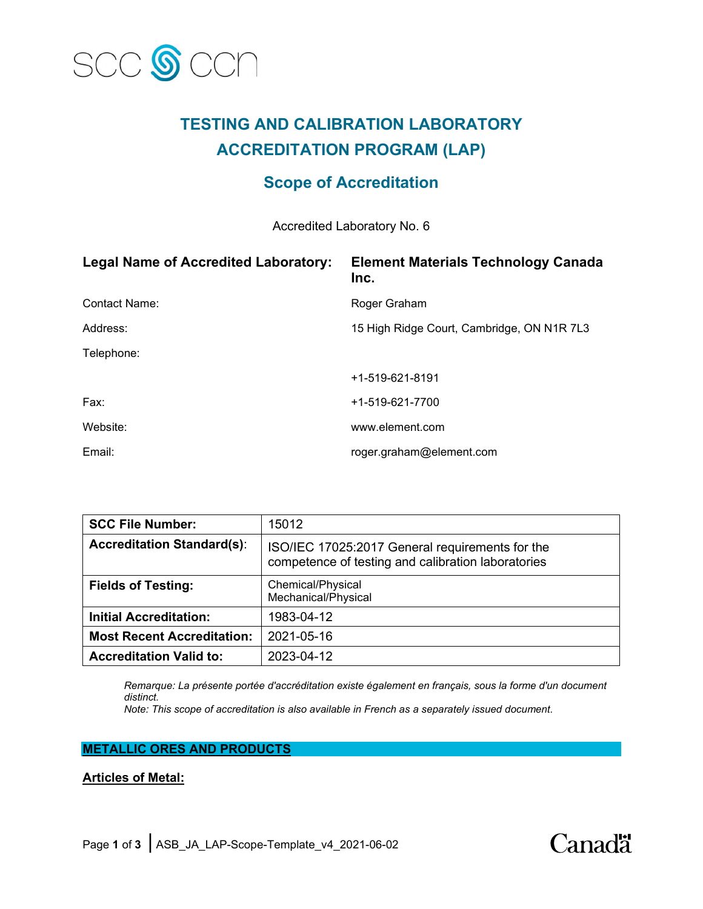SCC CCN

# TESTING AND CALIBRATION LABORATORY ACCREDITATION PROGRAM (LAP)

## Scope of Accreditation

Accredited Laboratory No. 6

| | |
|---|---|
| **Legal Name of Accredited Laboratory:** | **Element Materials Technology Canada Inc.** |
| Contact Name: | Roger Graham |
| Address: | 15 High Ridge Court, Cambridge, ON N1R 7L3 |
| Telephone: | +1-519-621-8191 |
| Fax: | +1-519-621-7700 |
| Website: | www.element.com |
| Email: | roger.graham@element.com |

| | |
|---|---|
| **SCC File Number:** | 15012 |
| **Accreditation Standard(s):** | ISO/IEC 17025:2017 General requirements for the competence of testing and calibration laboratories |
| **Fields of Testing:** | Chemical/Physical<br>Mechanical/Physical |
| **Initial Accreditation:** | 1983-04-12 |
| **Most Recent Accreditation:** | 2021-05-16 |
| **Accreditation Valid to:** | 2023-04-12 |

*Remarque: La présente portée d'accréditation existe également en français, sous la forme d'un document distinct.*
*Note: This scope of accreditation is also available in French as a separately issued document.*

**METALLIC ORES AND PRODUCTS**

**Articles of Metal:**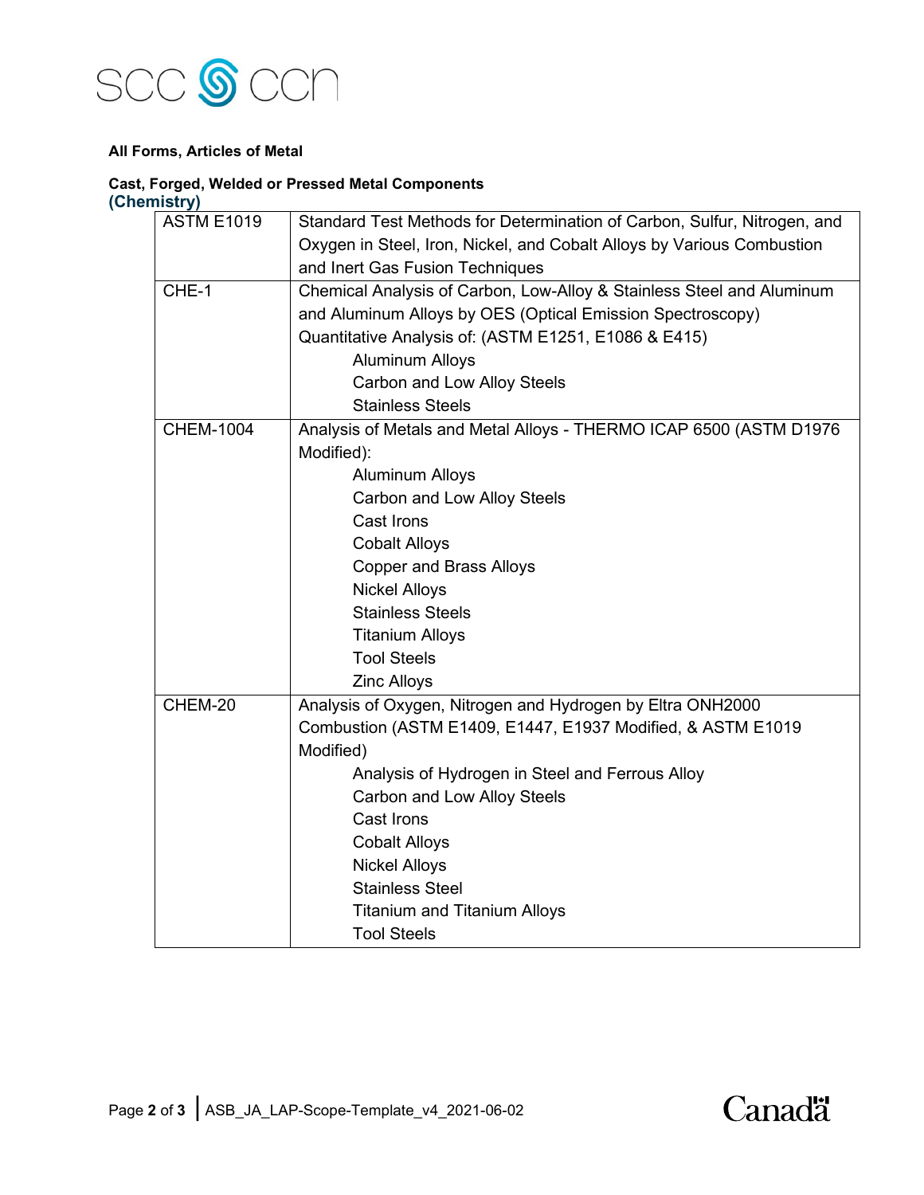**All Forms, Articles of Metal**

**Cast, Forged, Welded or Pressed Metal Components**
**(Chemistry)**

| | |
|---|---|
| ASTM E1019 | Standard Test Methods for Determination of Carbon, Sulfur, Nitrogen, and Oxygen in Steel, Iron, Nickel, and Cobalt Alloys by Various Combustion and Inert Gas Fusion Techniques |
| CHE-1 | Chemical Analysis of Carbon, Low-Alloy & Stainless Steel and Aluminum and Aluminum Alloys by OES (Optical Emission Spectroscopy) Quantitative Analysis of: (ASTM E1251, E1086 & E415)<br>Aluminum Alloys<br>Carbon and Low Alloy Steels<br>Stainless Steels |
| CHEM-1004 | Analysis of Metals and Metal Alloys - THERMO ICAP 6500 (ASTM D1976 Modified):<br>Aluminum Alloys<br>Carbon and Low Alloy Steels<br>Cast Irons<br>Cobalt Alloys<br>Copper and Brass Alloys<br>Nickel Alloys<br>Stainless Steels<br>Titanium Alloys<br>Tool Steels<br>Zinc Alloys |
| CHEM-20 | Analysis of Oxygen, Nitrogen and Hydrogen by Eltra ONH2000 Combustion (ASTM E1409, E1447, E1937 Modified, & ASTM E1019 Modified)<br>Analysis of Hydrogen in Steel and Ferrous Alloy<br>Carbon and Low Alloy Steels<br>Cast Irons<br>Cobalt Alloys<br>Nickel Alloys<br>Stainless Steel<br>Titanium and Titanium Alloys<br>Tool Steels |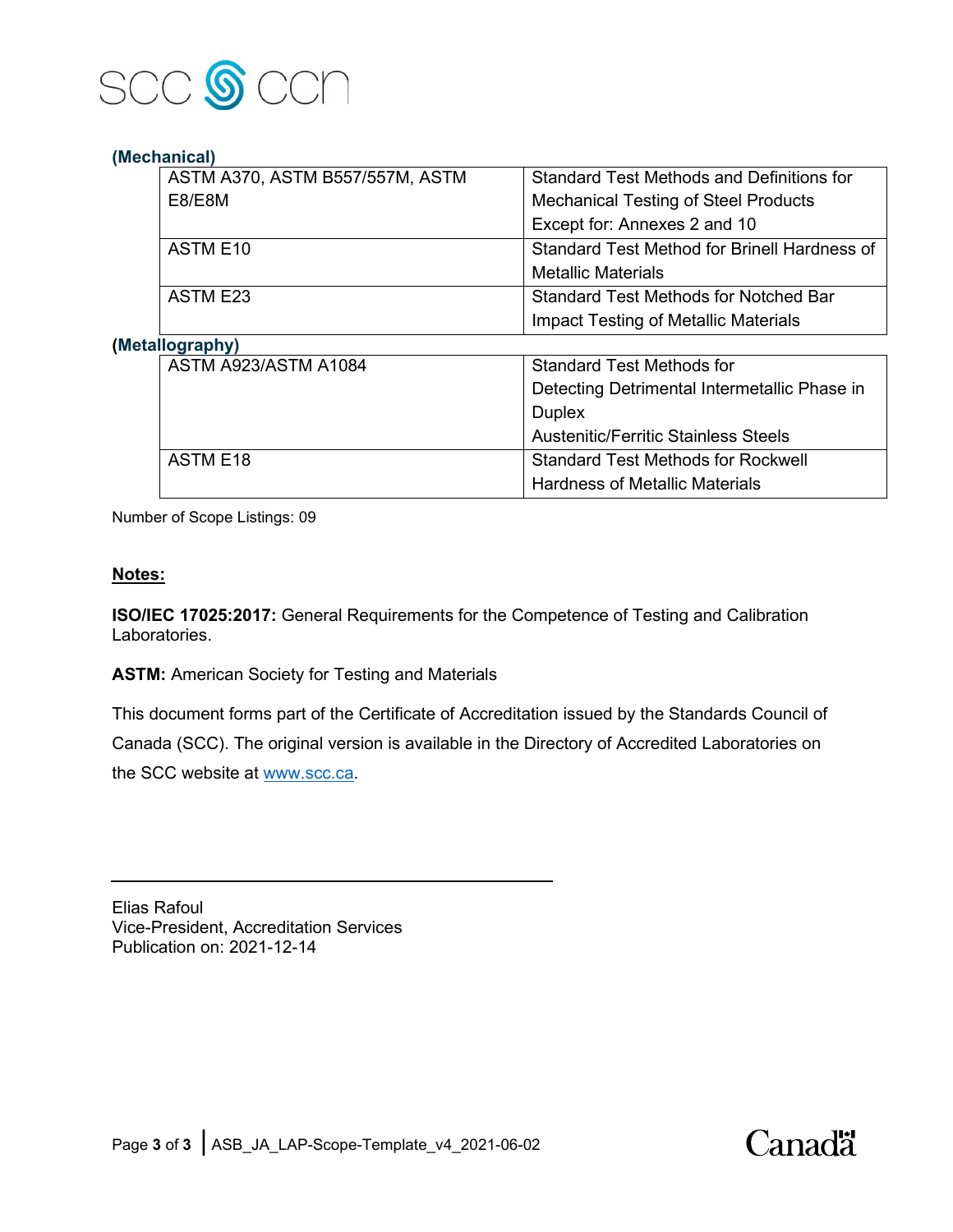**(Mechanical)**

| | |
|---|---|
| ASTM A370, ASTM B557/557M, ASTM E8/E8M | Standard Test Methods and Definitions for Mechanical Testing of Steel Products Except for: Annexes 2 and 10 |
| ASTM E10 | Standard Test Method for Brinell Hardness of Metallic Materials |
| ASTM E23 | Standard Test Methods for Notched Bar Impact Testing of Metallic Materials |

**(Metallography)**

| | |
|---|---|
| ASTM A923/ASTM A1084 | Standard Test Methods for Detecting Detrimental Intermetallic Phase in Duplex Austenitic/Ferritic Stainless Steels |
| ASTM E18 | Standard Test Methods for Rockwell Hardness of Metallic Materials |

Number of Scope Listings: 09

**Notes:**

**ISO/IEC 17025:2017:** General Requirements for the Competence of Testing and Calibration Laboratories.

**ASTM:** American Society for Testing and Materials

This document forms part of the Certificate of Accreditation issued by the Standards Council of Canada (SCC). The original version is available in the Directory of Accredited Laboratories on the SCC website at www.scc.ca.

Elias Rafoul
Vice-President, Accreditation Services
Publication on: 2021-12-14